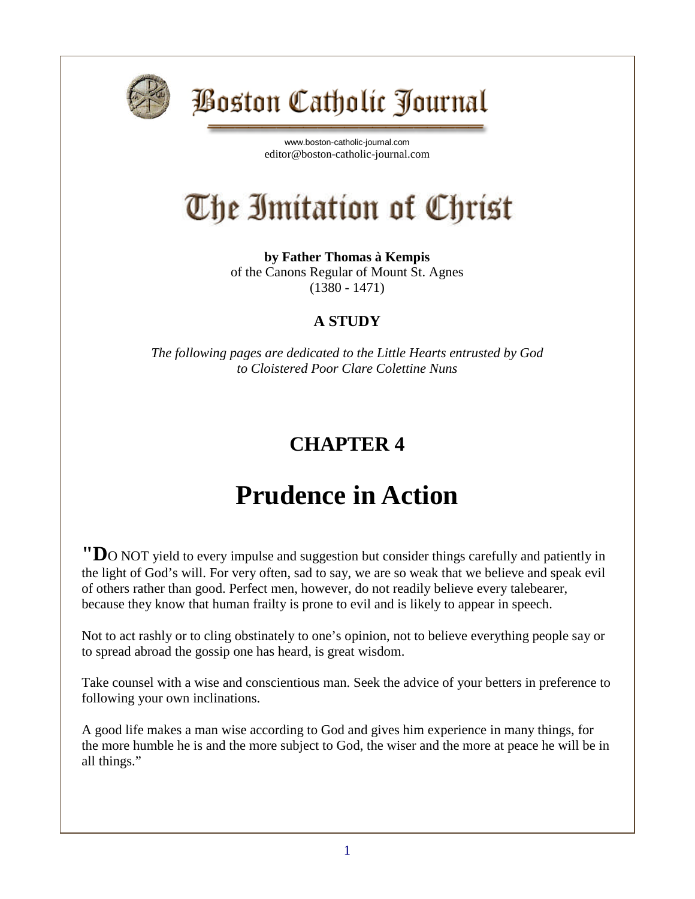# Boston Catholic Journal

www.boston-catholic-journal.com
editor@boston-catholic-journal.com

# The Imitation of Christ

**by Father Thomas à Kempis**
of the Canons Regular of Mount St. Agnes
(1380 - 1471)

**A STUDY**

*The following pages are dedicated to the Little Hearts entrusted by God to Cloistered Poor Clare Colettine Nuns*

## CHAPTER 4

# Prudence in Action

"**D**O NOT yield to every impulse and suggestion but consider things carefully and patiently in the light of God's will. For very often, sad to say, we are so weak that we believe and speak evil of others rather than good. Perfect men, however, do not readily believe every talebearer, because they know that human frailty is prone to evil and is likely to appear in speech.

Not to act rashly or to cling obstinately to one's opinion, not to believe everything people say or to spread abroad the gossip one has heard, is great wisdom.

Take counsel with a wise and conscientious man. Seek the advice of your betters in preference to following your own inclinations.

A good life makes a man wise according to God and gives him experience in many things, for the more humble he is and the more subject to God, the wiser and the more at peace he will be in all things."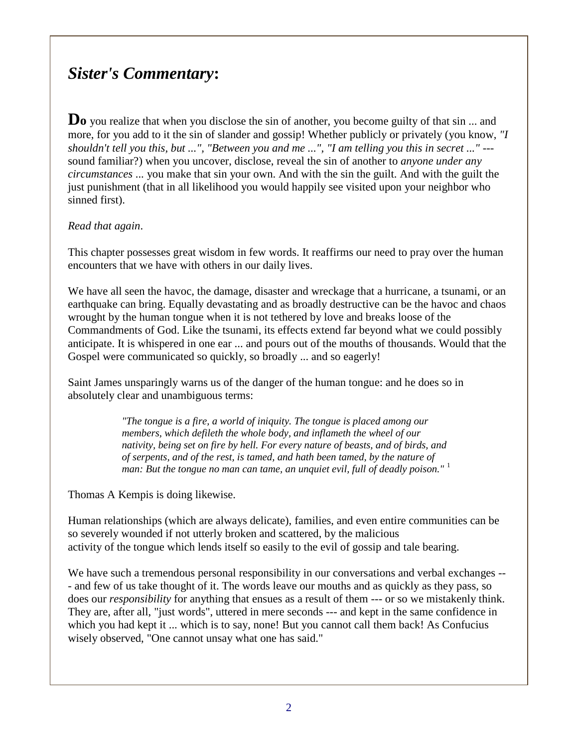## *Sister's Commentary*:

**Do** you realize that when you disclose the sin of another, you become guilty of that sin ... and more, for you add to it the sin of slander and gossip! Whether publicly or privately (you know, *"I shouldn't tell you this, but ...", "Between you and me ...", "I am telling you this in secret ..."* --- sound familiar?) when you uncover, disclose, reveal the sin of another to *anyone under any circumstances* ... you make that sin your own. And with the sin the guilt. And with the guilt the just punishment (that in all likelihood you would happily see visited upon your neighbor who sinned first).

*Read that again*.

This chapter possesses great wisdom in few words. It reaffirms our need to pray over the human encounters that we have with others in our daily lives.

We have all seen the havoc, the damage, disaster and wreckage that a hurricane, a tsunami, or an earthquake can bring. Equally devastating and as broadly destructive can be the havoc and chaos wrought by the human tongue when it is not tethered by love and breaks loose of the Commandments of God. Like the tsunami, its effects extend far beyond what we could possibly anticipate. It is whispered in one ear ... and pours out of the mouths of thousands. Would that the Gospel were communicated so quickly, so broadly ... and so eagerly!

Saint James unsparingly warns us of the danger of the human tongue: and he does so in absolutely clear and unambiguous terms:

> *"The tongue is a fire, a world of iniquity. The tongue is placed among our members, which defileth the whole body, and inflameth the wheel of our nativity, being set on fire by hell. For every nature of beasts, and of birds, and of serpents, and of the rest, is tamed, and hath been tamed, by the nature of man: But the tongue no man can tame, an unquiet evil, full of deadly poison."* [1]

Thomas A Kempis is doing likewise.

Human relationships (which are always delicate), families, and even entire communities can be so severely wounded if not utterly broken and scattered, by the malicious activity of the tongue which lends itself so easily to the evil of gossip and tale bearing.

We have such a tremendous personal responsibility in our conversations and verbal exchanges --- and few of us take thought of it. The words leave our mouths and as quickly as they pass, so does our *responsibility* for anything that ensues as a result of them --- or so we mistakenly think. They are, after all, "just words", uttered in mere seconds --- and kept in the same confidence in which you had kept it ... which is to say, none! But you cannot call them back! As Confucius wisely observed, "One cannot unsay what one has said."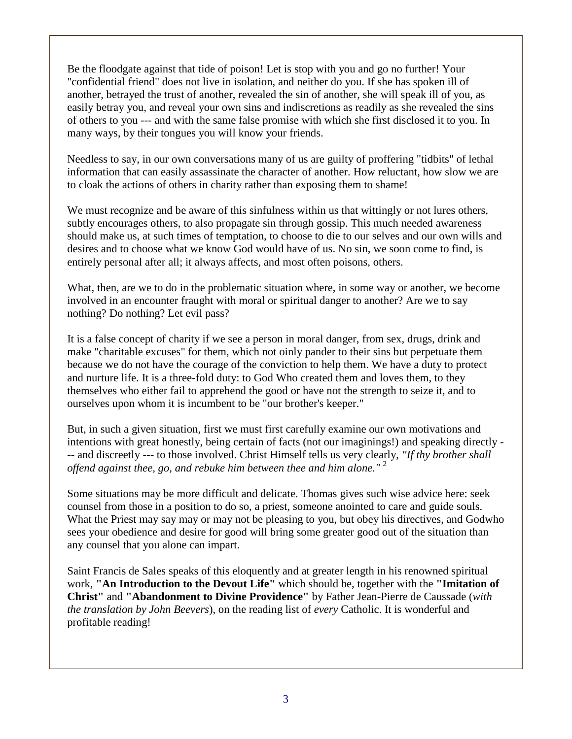Be the floodgate against that tide of poison! Let is stop with you and go no further! Your "confidential friend" does not live in isolation, and neither do you. If she has spoken ill of another, betrayed the trust of another, revealed the sin of another, she will speak ill of you, as easily betray you, and reveal your own sins and indiscretions as readily as she revealed the sins of others to you --- and with the same false promise with which she first disclosed it to you. In many ways, by their tongues you will know your friends.

Needless to say, in our own conversations many of us are guilty of proffering "tidbits" of lethal information that can easily assassinate the character of another. How reluctant, how slow we are to cloak the actions of others in charity rather than exposing them to shame!

We must recognize and be aware of this sinfulness within us that wittingly or not lures others, subtly encourages others, to also propagate sin through gossip. This much needed awareness should make us, at such times of temptation, to choose to die to our selves and our own wills and desires and to choose what we know God would have of us. No sin, we soon come to find, is entirely personal after all; it always affects, and most often poisons, others.

What, then, are we to do in the problematic situation where, in some way or another, we become involved in an encounter fraught with moral or spiritual danger to another? Are we to say nothing? Do nothing? Let evil pass?

It is a false concept of charity if we see a person in moral danger, from sex, drugs, drink and make "charitable excuses" for them, which not oinly pander to their sins but perpetuate them because we do not have the courage of the conviction to help them. We have a duty to protect and nurture life. It is a three-fold duty: to God Who created them and loves them, to they themselves who either fail to apprehend the good or have not the strength to seize it, and to ourselves upon whom it is incumbent to be "our brother's keeper."

But, in such a given situation, first we must first carefully examine our own motivations and intentions with great honestly, being certain of facts (not our imaginings!) and speaking directly ---- and discreetly --- to those involved. Christ Himself tells us very clearly, *"If thy brother shall offend against thee, go, and rebuke him between thee and him alone."* [2]

Some situations may be more difficult and delicate. Thomas gives such wise advice here: seek counsel from those in a position to do so, a priest, someone anointed to care and guide souls. What the Priest may say may or may not be pleasing to you, but obey his directives, and Godwho sees your obedience and desire for good will bring some greater good out of the situation than any counsel that you alone can impart.

Saint Francis de Sales speaks of this eloquently and at greater length in his renowned spiritual work, **"An Introduction to the Devout Life"** which should be, together with the **"Imitation of Christ"** and **"Abandonment to Divine Providence"** by Father Jean-Pierre de Caussade (*with the translation by John Beevers*), on the reading list of *every* Catholic. It is wonderful and profitable reading!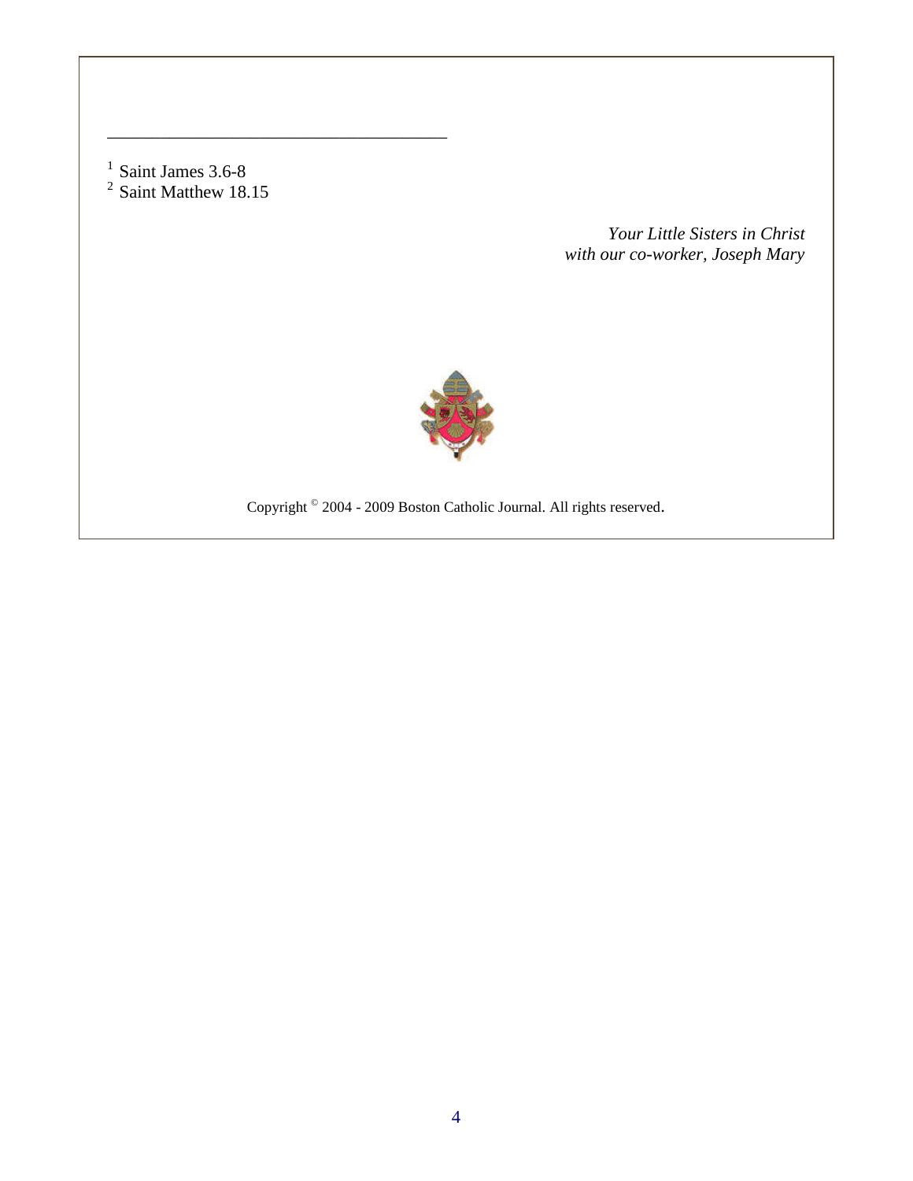[1] Saint James 3.6-8
[2] Saint Matthew 18.15

*Your Little Sisters in Christ*
*with our co-worker, Joseph Mary*

Copyright © 2004 - 2009 Boston Catholic Journal. All rights reserved.